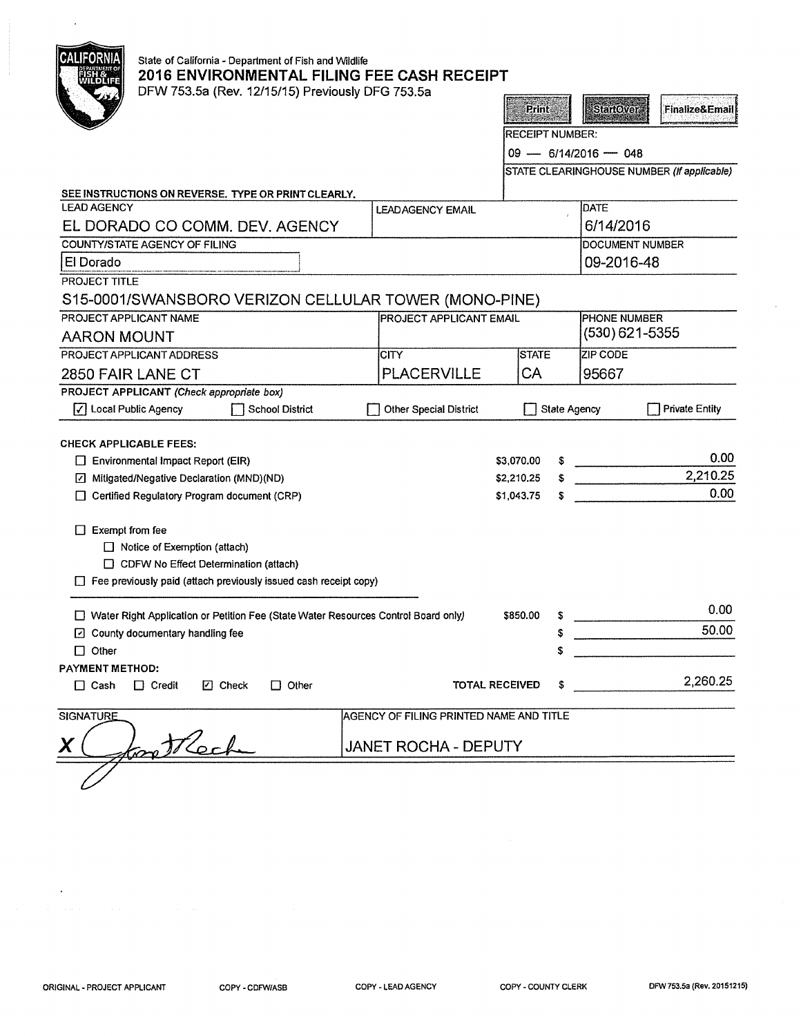State of California - Department of Fish and Wildlife

# 2016 ENVIRONMENTAL FILING FEE CASH RECEIPT

DFW 753.5a (Rev. 12/15/15) Previously DFG 753.5a

Print | StartOver | Finalize&Email

RECEIPT NUMBER:

09 — 6/14/2016 — 048

STATE CLEARINGHOUSE NUMBER (If applicable)

**SEE INSTRUCTIONS ON REVERSE. TYPE OR PRINT CLEARLY.**

| LEAD AGENCY | LEAD AGENCY EMAIL | | DATE |
|---|---|---|---|
| EL DORADO CO COMM. DEV. AGENCY | | | 6/14/2016 |
| COUNTY/STATE AGENCY OF FILING | | | DOCUMENT NUMBER |
| El Dorado | | | 09-2016-48 |
| PROJECT TITLE | | | |
| S15-0001/SWANSBORO VERIZON CELLULAR TOWER (MONO-PINE) | | | |
| PROJECT APPLICANT NAME | PROJECT APPLICANT EMAIL | | PHONE NUMBER |
| AARON MOUNT | | | (530) 621-5355 |
| PROJECT APPLICANT ADDRESS | CITY | STATE | ZIP CODE |
| 2850 FAIR LANE CT | PLACERVILLE | CA | 95667 |

**PROJECT APPLICANT** *(Check appropriate box)*

☑ Local Public Agency ☐ School District ☐ Other Special District ☐ State Agency ☐ Private Entity

**CHECK APPLICABLE FEES:**

| | | | |
|---|---|---|---|
| ☐ Environmental Impact Report (EIR) | $3,070.00 | $ | 0.00 |
| ☑ Mitigated/Negative Declaration (MND)(ND) | $2,210.25 | $ | 2,210.25 |
| ☐ Certified Regulatory Program document (CRP) | $1,043.75 | $ | 0.00 |

☐ Exempt from fee
- ☐ Notice of Exemption (attach)
- ☐ CDFW No Effect Determination (attach)

☐ Fee previously paid (attach previously issued cash receipt copy)

| | | | |
|---|---|---|---|
| ☐ Water Right Application or Petition Fee (State Water Resources Control Board only) | $850.00 | $ | 0.00 |
| ☑ County documentary handling fee | | $ | 50.00 |
| ☐ Other | | $ | |

**PAYMENT METHOD:**

☐ Cash ☐ Credit ☑ Check ☐ Other

**TOTAL RECEIVED** $ 2,260.25

| SIGNATURE | AGENCY OF FILING PRINTED NAME AND TITLE |
|---|---|
| X (signature) | JANET ROCHA - DEPUTY |

ORIGINAL - PROJECT APPLICANT | COPY - CDFW/ASB | COPY - LEAD AGENCY | COPY - COUNTY CLERK | DFW 753.5a (Rev. 20151215)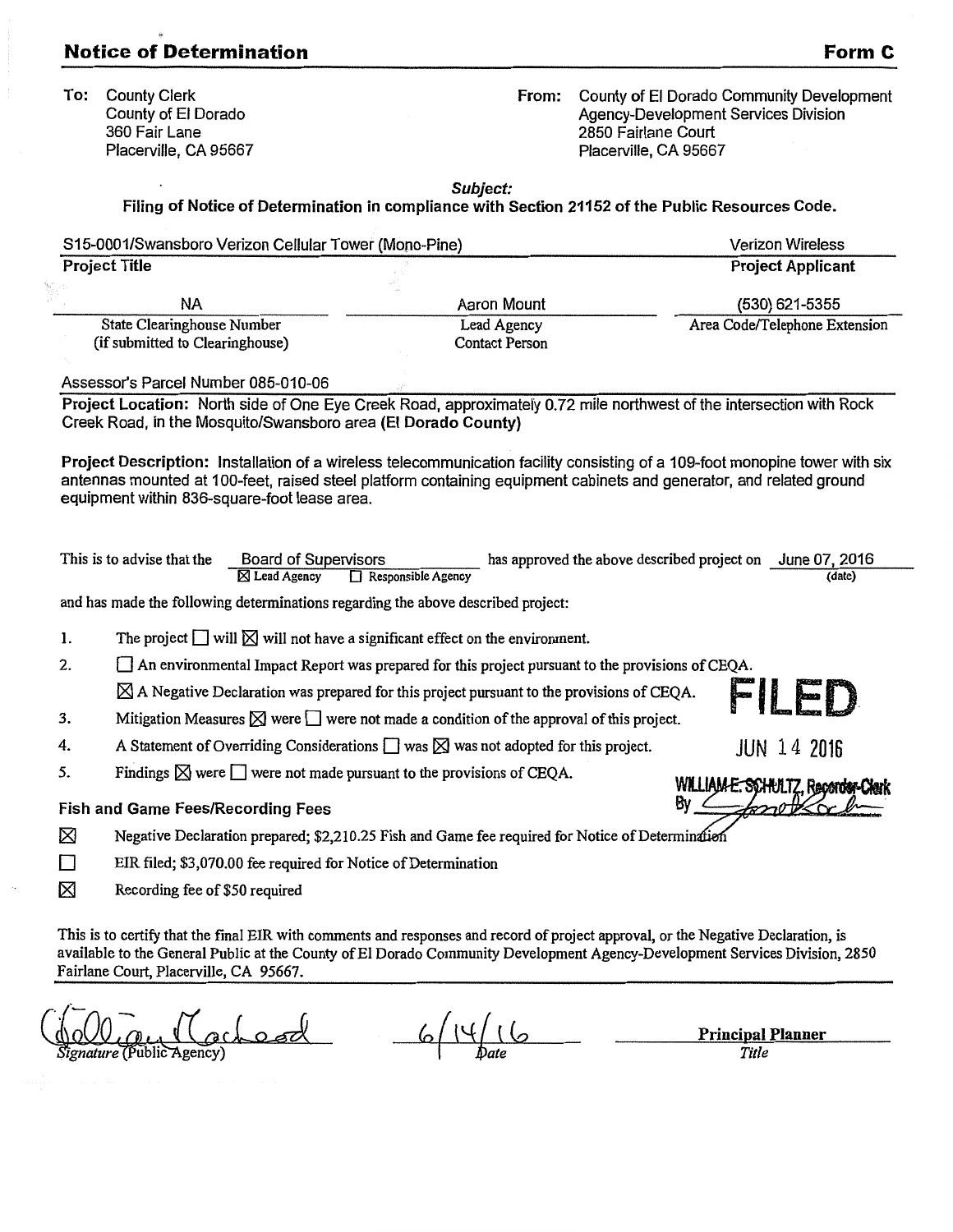## Notice of Determination

**Form C**

**To:** County Clerk
County of El Dorado
360 Fair Lane
Placerville, CA 95667

**From:** County of El Dorado Community Development Agency-Development Services Division
2850 Fairlane Court
Placerville, CA 95667

***Subject:***
**Filing of Notice of Determination in compliance with Section 21152 of the Public Resources Code.**

| | |
|---|---|
| S15-0001/Swansboro Verizon Cellular Tower (Mono-Pine) | Verizon Wireless |
| **Project Title** | **Project Applicant** |

| | | |
|---|---|---|
| NA | Aaron Mount | (530) 621-5355 |
| State Clearinghouse Number (if submitted to Clearinghouse) | Lead Agency Contact Person | Area Code/Telephone Extension |

Assessor's Parcel Number 085-010-06

**Project Location:** North side of One Eye Creek Road, approximately 0.72 mile northwest of the intersection with Rock Creek Road, in the Mosquito/Swansboro area **(El Dorado County)**

**Project Description:** Installation of a wireless telecommunication facility consisting of a 109-foot monopine tower with six antennas mounted at 100-feet, raised steel platform containing equipment cabinets and generator, and related ground equipment within 836-square-foot lease area.

This is to advise that the Board of Supervisors (☒ Lead Agency ☐ Responsible Agency) has approved the above described project on June 07, 2016 (date)

and has made the following determinations regarding the above described project:

1. The project ☐ will ☒ will not have a significant effect on the environment.
2. ☐ An environmental Impact Report was prepared for this project pursuant to the provisions of CEQA.
   ☒ A Negative Declaration was prepared for this project pursuant to the provisions of CEQA.
3. Mitigation Measures ☒ were ☐ were not made a condition of the approval of this project.
4. A Statement of Overriding Considerations ☐ was ☒ was not adopted for this project.
5. Findings ☒ were ☐ were not made pursuant to the provisions of CEQA.

FILED
JUN 14 2016
WILLIAM E. SCHULTZ, Recorder-Clerk
By [signature]

**Fish and Game Fees/Recording Fees**

☒ Negative Declaration prepared; $2,210.25 Fish and Game fee required for Notice of Determination

☐ EIR filed; $3,070.00 fee required for Notice of Determination

☒ Recording fee of $50 required

This is to certify that the final EIR with comments and responses and record of project approval, or the Negative Declaration, is available to the General Public at the County of El Dorado Community Development Agency-Development Services Division, 2850 Fairlane Court, Placerville, CA 95667.

| | | |
|---|---|---|
| [signature] | 6/14/16 | **Principal Planner** |
| *Signature* (Public Agency) | *Date* | *Title* |